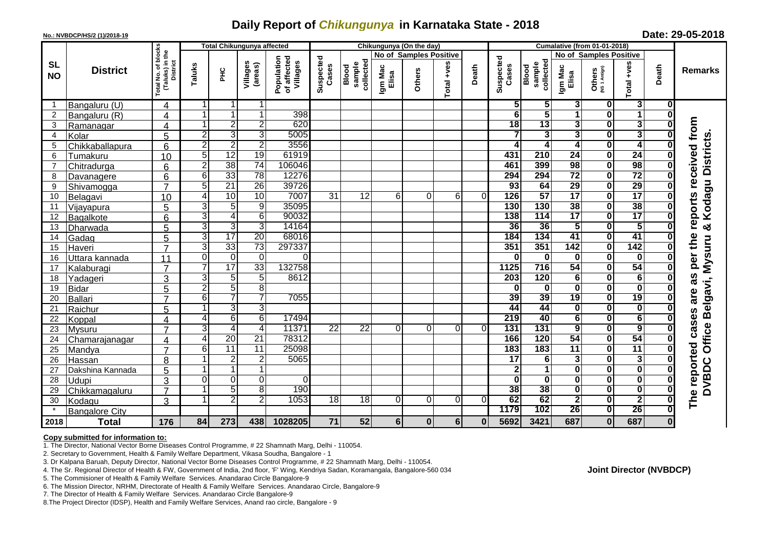# Daily Report of *Chikungunya* in Karnataka State - 2018

**No.: NVBDCP/HS/2 (1)/2018-19**

**Date: 29-05-2018**

| SL NO | District | Total No. of blocks (Taluks) in the District | Total Chikungunya affected: Taluks | PHC | Villages (areas) | Population of affected Villages | Chikungunya (On the day): Suspected Cases | Blood sample collected | No of Samples Positive: Igm Mac Elisa | Others | Total +ves | Death | Cumalative (from 01-01-2018): Suspected Cases | Blood sample collected | No of Samples Positive: Igm Mac Elisa | Others (NS 1 Antign) | Total +ves | Death | Remarks |
|---|---|---|---|---|---|---|---|---|---|---|---|---|---|---|---|---|---|---|---|
| 1 | Bangaluru (U) | 4 | 1 | 1 | 1 | | | | | | | | 5 | 5 | 3 | 0 | 3 | 0 | The reported cases are as per the reports received from DVBDC Office Belgavi, Mysuru & Kodagu Districts. |
| 2 | Bangaluru (R) | 4 | 1 | 1 | 1 | 398 | | | | | | | 6 | 5 | 1 | 0 | 1 | 0 | |
| 3 | Ramanagar | 4 | 1 | 2 | 2 | 620 | | | | | | | 18 | 13 | 3 | 0 | 3 | 0 | |
| 4 | Kolar | 5 | 2 | 3 | 3 | 5005 | | | | | | | 7 | 3 | 3 | 0 | 3 | 0 | |
| 5 | Chikkaballapura | 6 | 2 | 2 | 2 | 3556 | | | | | | | 4 | 4 | 4 | 0 | 4 | 0 | |
| 6 | Tumakuru | 10 | 5 | 12 | 19 | 61919 | | | | | | | 431 | 210 | 24 | 0 | 24 | 0 | |
| 7 | Chitradurga | 6 | 2 | 38 | 74 | 106046 | | | | | | | 461 | 399 | 98 | 0 | 98 | 0 | |
| 8 | Davanagere | 6 | 6 | 33 | 78 | 12276 | | | | | | | 294 | 294 | 72 | 0 | 72 | 0 | |
| 9 | Shivamogga | 7 | 5 | 21 | 26 | 39726 | | | | | | | 93 | 64 | 29 | 0 | 29 | 0 | |
| 10 | Belagavi | 10 | 4 | 10 | 10 | 7007 | 31 | 12 | 6 | 0 | 6 | 0 | 126 | 57 | 17 | 0 | 17 | 0 | |
| 11 | Vijayapura | 5 | 3 | 5 | 9 | 35095 | | | | | | | 130 | 130 | 38 | 0 | 38 | 0 | |
| 12 | Bagalkote | 6 | 3 | 4 | 6 | 90032 | | | | | | | 138 | 114 | 17 | 0 | 17 | 0 | |
| 13 | Dharwada | 5 | 3 | 3 | 3 | 14164 | | | | | | | 36 | 36 | 5 | 0 | 5 | 0 | |
| 14 | Gadag | 5 | 3 | 17 | 20 | 68016 | | | | | | | 184 | 134 | 41 | 0 | 41 | 0 | |
| 15 | Haveri | 7 | 3 | 33 | 73 | 297337 | | | | | | | 351 | 351 | 142 | 0 | 142 | 0 | |
| 16 | Uttara kannada | 11 | 0 | 0 | 0 | 0 | | | | | | | 0 | 0 | 0 | 0 | 0 | 0 | |
| 17 | Kalaburagi | 7 | 7 | 17 | 33 | 132758 | | | | | | | 1125 | 716 | 54 | 0 | 54 | 0 | |
| 18 | Yadageri | 3 | 3 | 5 | 5 | 8612 | | | | | | | 203 | 120 | 6 | 0 | 6 | 0 | |
| 19 | Bidar | 5 | 2 | 5 | 8 | | | | | | | | 0 | 0 | 0 | 0 | 0 | 0 | |
| 20 | Ballari | 7 | 6 | 7 | 7 | 7055 | | | | | | | 39 | 39 | 19 | 0 | 19 | 0 | |
| 21 | Raichur | 5 | 1 | 3 | 3 | | | | | | | | 44 | 44 | 0 | 0 | 0 | 0 | |
| 22 | Koppal | 4 | 4 | 6 | 6 | 17494 | | | | | | | 219 | 40 | 6 | 0 | 6 | 0 | |
| 23 | Mysuru | 7 | 3 | 4 | 4 | 11371 | 22 | 22 | 0 | 0 | 0 | 0 | 131 | 131 | 9 | 0 | 9 | 0 | |
| 24 | Chamarajanagar | 4 | 4 | 20 | 21 | 78312 | | | | | | | 166 | 120 | 54 | 0 | 54 | 0 | |
| 25 | Mandya | 7 | 6 | 11 | 11 | 25098 | | | | | | | 183 | 183 | 11 | 0 | 11 | 0 | |
| 26 | Hassan | 8 | 1 | 2 | 2 | 5065 | | | | | | | 17 | 6 | 3 | 0 | 3 | 0 | |
| 27 | Dakshina Kannada | 5 | 1 | 1 | 1 | | | | | | | | 2 | 1 | 0 | 0 | 0 | 0 | |
| 28 | Udupi | 3 | 0 | 0 | 0 | 0 | | | | | | | 0 | 0 | 0 | 0 | 0 | 0 | |
| 29 | Chikkamagaluru | 7 | 1 | 5 | 8 | 190 | | | | | | | 38 | 38 | 0 | 0 | 0 | 0 | |
| 30 | Kodagu | 3 | 1 | 2 | 2 | 1053 | 18 | 18 | 0 | 0 | 0 | 0 | 62 | 62 | 2 | 0 | 2 | 0 | |
| * | Bangalore City | | | | | | | | | | | | 1179 | 102 | 26 | 0 | 26 | 0 | |
| 2018 | **Total** | **176** | **84** | **273** | **438** | **1028205** | **71** | **52** | **6** | **0** | **6** | **0** | **5692** | **3421** | **687** | **0** | **687** | **0** | |

**Copy submitted for information to:**

1. The Director, National Vector Borne Diseases Control Programme, # 22 Shamnath Marg, Delhi - 110054.
2. Secretary to Government, Health & Family Welfare Department, Vikasa Soudha, Bangalore - 1
3. Dr Kalpana Baruah, Deputy Director, National Vector Borne Diseases Control Programme, # 22 Shamnath Marg, Delhi - 110054.
4. The Sr. Regional Director of Health & FW, Government of India, 2nd floor, 'F' Wing, Kendriya Sadan, Koramangala, Bangalore-560 034
5. The Commisioner of Health & Family Welfare Services. Anandarao Circle Bangalore-9
6. The Mission Director, NRHM, Directorate of Health & Family Welfare Services. Anandarao Circle, Bangalore-9
7. The Director of Health & Family Welfare Services. Anandarao Circle Bangalore-9
8. The Project Director (IDSP), Health and Family Welfare Services, Anand rao circle, Bangalore - 9

**Joint Director (NVBDCP)**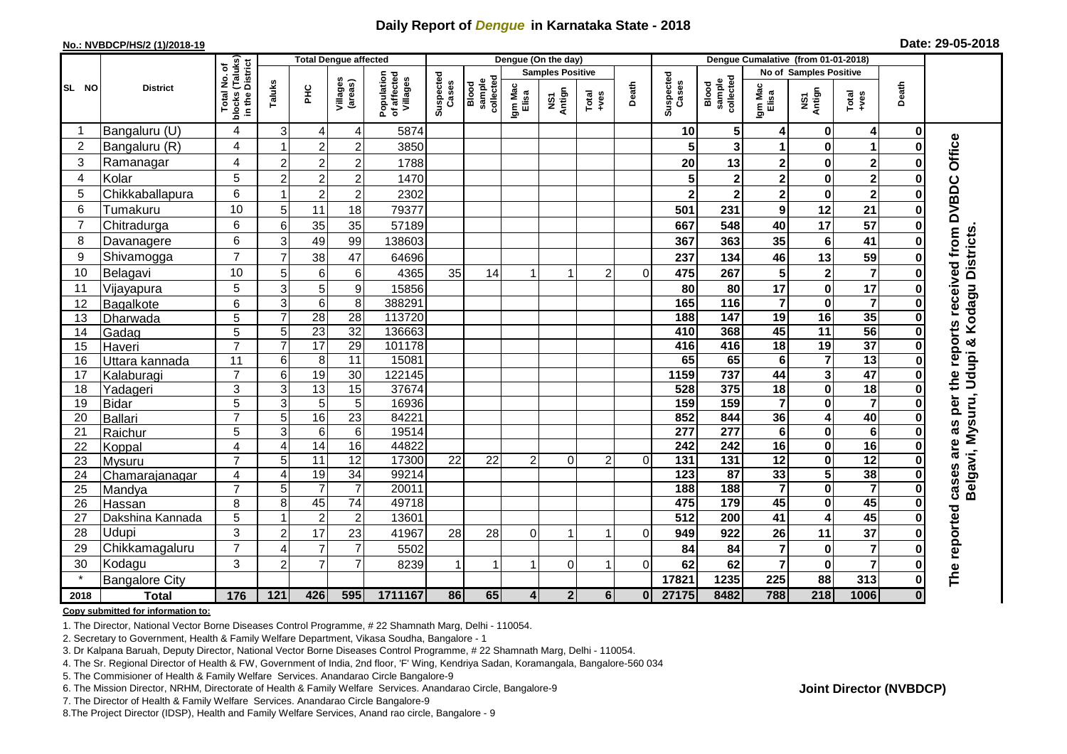# Daily Report of *Dengue* in Karnataka State - 2018

**No.: NVBDCP/HS/2 (1)/2018-19**

**Date: 29-05-2018**

| SL NO | District | Total No. of blocks (Taluks) in the District | Total Dengue affected | | | | Dengue (On the day) | | | | | | | Dengue Cumalative (from 01-01-2018) | | | | | | | |
|---|---|---|---|---|---|---|---|---|---|---|---|---|---|---|---|---|---|---|---|---|
| | | | | | | | | | Samples Positive | | | | | | No of Samples Positive | | | | |
| | | | Taluks | PHC | Villages (areas) | Population of affected Villages | Suspected Cases | Blood sample collected | Igm Mac Elisa | NS1 Antign | Total +ves | Death | Suspected Cases | Blood sample collected | Igm Mac Elisa | NS1 Antign | Total +ves | Death | |
| 1 | Bangaluru (U) | 4 | 3 | 4 | 4 | 5874 | | | | | | | 10 | 5 | 4 | 0 | 4 | 0 | The reported cases are as per the reports received from DVBDC Office Belgavi, Mysuru, Udupi & Kodagu Districts. |
| 2 | Bangaluru (R) | 4 | 1 | 2 | 2 | 3850 | | | | | | | 5 | 3 | 1 | 0 | 1 | 0 | |
| 3 | Ramanagar | 4 | 2 | 2 | 2 | 1788 | | | | | | | 20 | 13 | 2 | 0 | 2 | 0 | |
| 4 | Kolar | 5 | 2 | 2 | 2 | 1470 | | | | | | | 5 | 2 | 2 | 0 | 2 | 0 | |
| 5 | Chikkaballapura | 6 | 1 | 2 | 2 | 2302 | | | | | | | 2 | 2 | 2 | 0 | 2 | 0 | |
| 6 | Tumakuru | 10 | 5 | 11 | 18 | 79377 | | | | | | | 501 | 231 | 9 | 12 | 21 | 0 | |
| 7 | Chitradurga | 6 | 6 | 35 | 35 | 57189 | | | | | | | 667 | 548 | 40 | 17 | 57 | 0 | |
| 8 | Davanagere | 6 | 3 | 49 | 99 | 138603 | | | | | | | 367 | 363 | 35 | 6 | 41 | 0 | |
| 9 | Shivamogga | 7 | 7 | 38 | 47 | 64696 | | | | | | | 237 | 134 | 46 | 13 | 59 | 0 | |
| 10 | Belagavi | 10 | 5 | 6 | 6 | 4365 | 35 | 14 | 1 | 1 | 2 | 0 | 475 | 267 | 5 | 2 | 7 | 0 | |
| 11 | Vijayapura | 5 | 3 | 5 | 9 | 15856 | | | | | | | 80 | 80 | 17 | 0 | 17 | 0 | |
| 12 | Bagalkote | 6 | 3 | 6 | 8 | 388291 | | | | | | | 165 | 116 | 7 | 0 | 7 | 0 | |
| 13 | Dharwada | 5 | 7 | 28 | 28 | 113720 | | | | | | | 188 | 147 | 19 | 16 | 35 | 0 | |
| 14 | Gadag | 5 | 5 | 23 | 32 | 136663 | | | | | | | 410 | 368 | 45 | 11 | 56 | 0 | |
| 15 | Haveri | 7 | 7 | 17 | 29 | 101178 | | | | | | | 416 | 416 | 18 | 19 | 37 | 0 | |
| 16 | Uttara kannada | 11 | 6 | 8 | 11 | 15081 | | | | | | | 65 | 65 | 6 | 7 | 13 | 0 | |
| 17 | Kalaburagi | 7 | 6 | 19 | 30 | 122145 | | | | | | | 1159 | 737 | 44 | 3 | 47 | 0 | |
| 18 | Yadageri | 3 | 3 | 13 | 15 | 37674 | | | | | | | 528 | 375 | 18 | 0 | 18 | 0 | |
| 19 | Bidar | 5 | 3 | 5 | 5 | 16936 | | | | | | | 159 | 159 | 7 | 0 | 7 | 0 | |
| 20 | Ballari | 7 | 5 | 16 | 23 | 84221 | | | | | | | 852 | 844 | 36 | 4 | 40 | 0 | |
| 21 | Raichur | 5 | 3 | 6 | 6 | 19514 | | | | | | | 277 | 277 | 6 | 0 | 6 | 0 | |
| 22 | Koppal | 4 | 4 | 14 | 16 | 44822 | | | | | | | 242 | 242 | 16 | 0 | 16 | 0 | |
| 23 | Mysuru | 7 | 5 | 11 | 12 | 17300 | 22 | 22 | 2 | 0 | 2 | 0 | 131 | 131 | 12 | 0 | 12 | 0 | |
| 24 | Chamarajanagar | 4 | 4 | 19 | 34 | 99214 | | | | | | | 123 | 87 | 33 | 5 | 38 | 0 | |
| 25 | Mandya | 7 | 5 | 7 | 7 | 20011 | | | | | | | 188 | 188 | 7 | 0 | 7 | 0 | |
| 26 | Hassan | 8 | 8 | 45 | 74 | 49718 | | | | | | | 475 | 179 | 45 | 0 | 45 | 0 | |
| 27 | Dakshina Kannada | 5 | 1 | 2 | 2 | 13601 | | | | | | | 512 | 200 | 41 | 4 | 45 | 0 | |
| 28 | Udupi | 3 | 2 | 17 | 23 | 41967 | 28 | 28 | 0 | 1 | 1 | 0 | 949 | 922 | 26 | 11 | 37 | 0 | |
| 29 | Chikkamagaluru | 7 | 4 | 7 | 7 | 5502 | | | | | | | 84 | 84 | 7 | 0 | 7 | 0 | |
| 30 | Kodagu | 3 | 2 | 7 | 7 | 8239 | 1 | 1 | 1 | 0 | 1 | 0 | 62 | 62 | 7 | 0 | 7 | 0 | |
| * | Bangalore City | | | | | | | | | | | | 17821 | 1235 | 225 | 88 | 313 | 0 | |
| 2018 | Total | 176 | 121 | 426 | 595 | 1711167 | 86 | 65 | 4 | 2 | 6 | 0 | 27175 | 8482 | 788 | 218 | 1006 | 0 | |

**Copy submitted for information to:**

1. The Director, National Vector Borne Diseases Control Programme, # 22 Shamnath Marg, Delhi - 110054.
2. Secretary to Government, Health & Family Welfare Department, Vikasa Soudha, Bangalore - 1
3. Dr Kalpana Baruah, Deputy Director, National Vector Borne Diseases Control Programme, # 22 Shamnath Marg, Delhi - 110054.
4. The Sr. Regional Director of Health & FW, Government of India, 2nd floor, 'F' Wing, Kendriya Sadan, Koramangala, Bangalore-560 034
5. The Commisioner of Health & Family Welfare Services. Anandarao Circle Bangalore-9
6. The Mission Director, NRHM, Directorate of Health & Family Welfare Services. Anandarao Circle, Bangalore-9
7. The Director of Health & Family Welfare Services. Anandarao Circle Bangalore-9
8. The Project Director (IDSP), Health and Family Welfare Services, Anand rao circle, Bangalore - 9

**Joint Director (NVBDCP)**